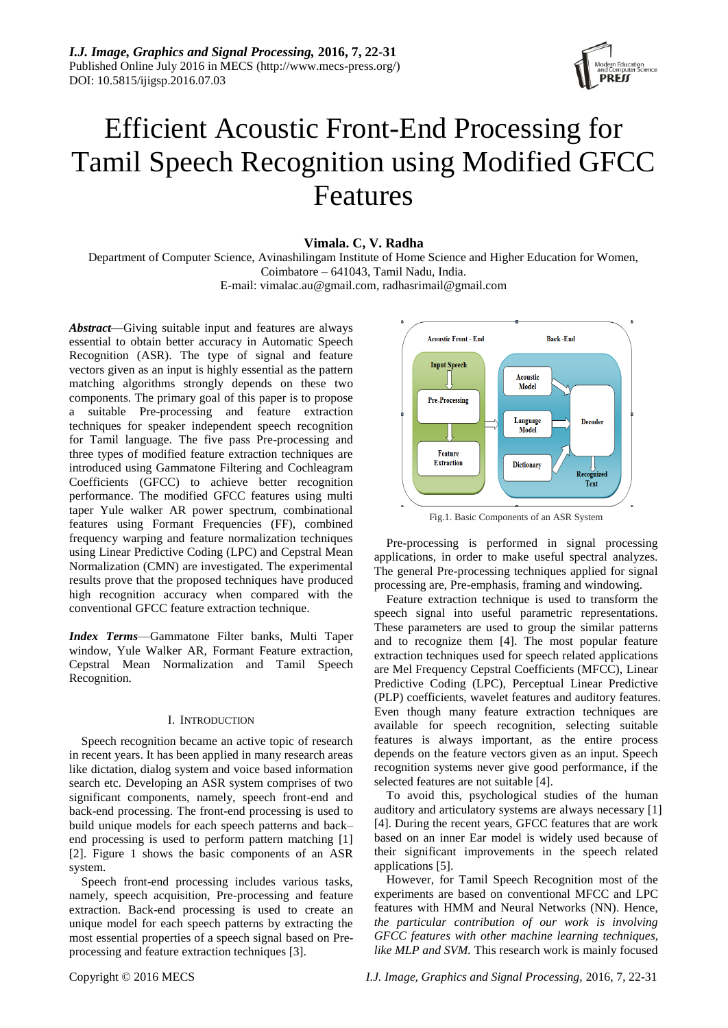# Efficient Acoustic Front-End Processing for Tamil Speech Recognition using Modified GFCC Features

**Vimala. C, V. Radha**

Department of Computer Science, Avinashilingam Institute of Home Science and Higher Education for Women, Coimbatore – 641043, Tamil Nadu, India.
E-mail: vimalac.au@gmail.com, radhasrimail@gmail.com

***Abstract***—Giving suitable input and features are always essential to obtain better accuracy in Automatic Speech Recognition (ASR). The type of signal and feature vectors given as an input is highly essential as the pattern matching algorithms strongly depends on these two components. The primary goal of this paper is to propose a suitable Pre-processing and feature extraction techniques for speaker independent speech recognition for Tamil language. The five pass Pre-processing and three types of modified feature extraction techniques are introduced using Gammatone Filtering and Cochleagram Coefficients (GFCC) to achieve better recognition performance. The modified GFCC features using multi taper Yule walker AR power spectrum, combinational features using Formant Frequencies (FF), combined frequency warping and feature normalization techniques using Linear Predictive Coding (LPC) and Cepstral Mean Normalization (CMN) are investigated. The experimental results prove that the proposed techniques have produced high recognition accuracy when compared with the conventional GFCC feature extraction technique.

***Index Terms***—Gammatone Filter banks, Multi Taper window, Yule Walker AR, Formant Feature extraction, Cepstral Mean Normalization and Tamil Speech Recognition.

## I. INTRODUCTION

Speech recognition became an active topic of research in recent years. It has been applied in many research areas like dictation, dialog system and voice based information search etc. Developing an ASR system comprises of two significant components, namely, speech front-end and back-end processing. The front-end processing is used to build unique models for each speech patterns and back–end processing is used to perform pattern matching [1] [2]. Figure 1 shows the basic components of an ASR system.

Speech front-end processing includes various tasks, namely, speech acquisition, Pre-processing and feature extraction. Back-end processing is used to create an unique model for each speech patterns by extracting the most essential properties of a speech signal based on Pre-processing and feature extraction techniques [3].

Fig.1. Basic Components of an ASR System

Pre-processing is performed in signal processing applications, in order to make useful spectral analyzes. The general Pre-processing techniques applied for signal processing are, Pre-emphasis, framing and windowing.

Feature extraction technique is used to transform the speech signal into useful parametric representations. These parameters are used to group the similar patterns and to recognize them [4]. The most popular feature extraction techniques used for speech related applications are Mel Frequency Cepstral Coefficients (MFCC), Linear Predictive Coding (LPC), Perceptual Linear Predictive (PLP) coefficients, wavelet features and auditory features. Even though many feature extraction techniques are available for speech recognition, selecting suitable features is always important, as the entire process depends on the feature vectors given as an input. Speech recognition systems never give good performance, if the selected features are not suitable [4].

To avoid this, psychological studies of the human auditory and articulatory systems are always necessary [1] [4]. During the recent years, GFCC features that are work based on an inner Ear model is widely used because of their significant improvements in the speech related applications [5].

However, for Tamil Speech Recognition most of the experiments are based on conventional MFCC and LPC features with HMM and Neural Networks (NN). Hence, *the particular contribution of our work is involving GFCC features with other machine learning techniques, like MLP and SVM.* This research work is mainly focused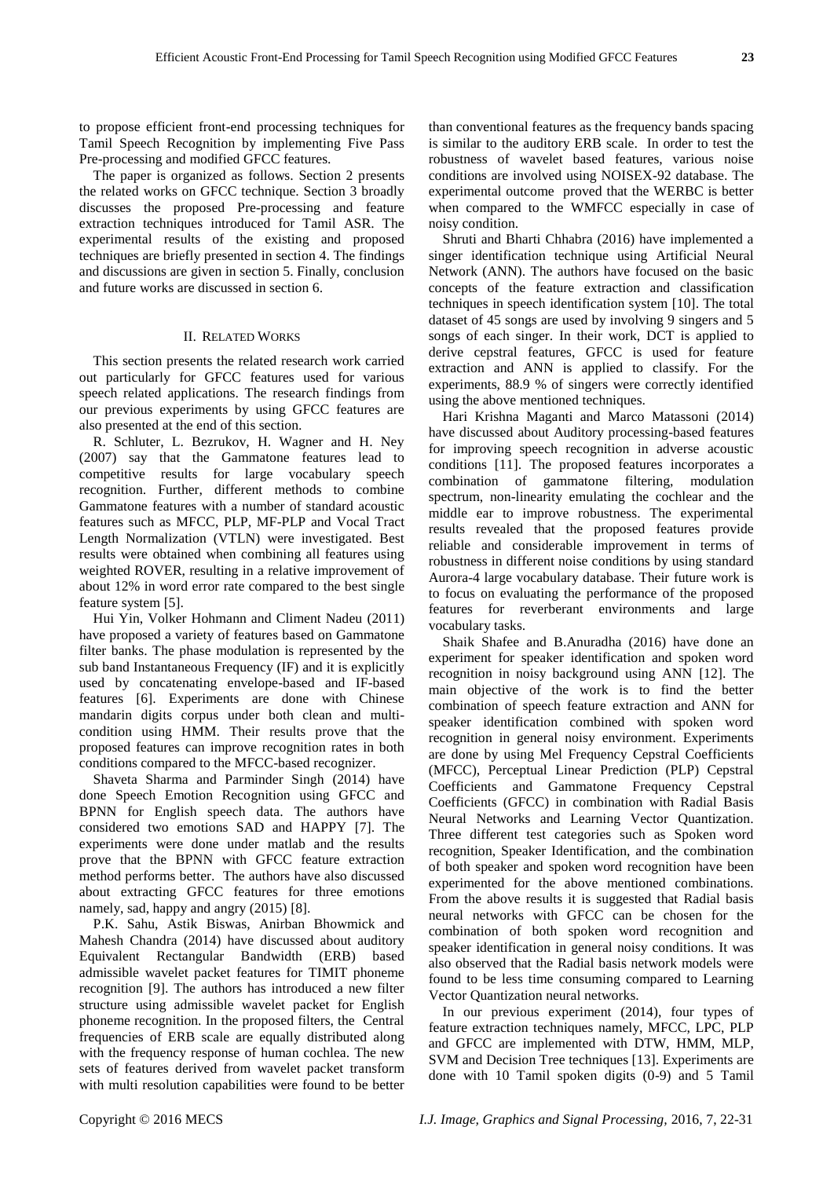to propose efficient front-end processing techniques for Tamil Speech Recognition by implementing Five Pass Pre-processing and modified GFCC features.

The paper is organized as follows. Section 2 presents the related works on GFCC technique. Section 3 broadly discusses the proposed Pre-processing and feature extraction techniques introduced for Tamil ASR. The experimental results of the existing and proposed techniques are briefly presented in section 4. The findings and discussions are given in section 5. Finally, conclusion and future works are discussed in section 6.

## II. Related Works

This section presents the related research work carried out particularly for GFCC features used for various speech related applications. The research findings from our previous experiments by using GFCC features are also presented at the end of this section.

R. Schluter, L. Bezrukov, H. Wagner and H. Ney (2007) say that the Gammatone features lead to competitive results for large vocabulary speech recognition. Further, different methods to combine Gammatone features with a number of standard acoustic features such as MFCC, PLP, MF-PLP and Vocal Tract Length Normalization (VTLN) were investigated. Best results were obtained when combining all features using weighted ROVER, resulting in a relative improvement of about 12% in word error rate compared to the best single feature system [5].

Hui Yin, Volker Hohmann and Climent Nadeu (2011) have proposed a variety of features based on Gammatone filter banks. The phase modulation is represented by the sub band Instantaneous Frequency (IF) and it is explicitly used by concatenating envelope-based and IF-based features [6]. Experiments are done with Chinese mandarin digits corpus under both clean and multi-condition using HMM. Their results prove that the proposed features can improve recognition rates in both conditions compared to the MFCC-based recognizer.

Shaveta Sharma and Parminder Singh (2014) have done Speech Emotion Recognition using GFCC and BPNN for English speech data. The authors have considered two emotions SAD and HAPPY [7]. The experiments were done under matlab and the results prove that the BPNN with GFCC feature extraction method performs better. The authors have also discussed about extracting GFCC features for three emotions namely, sad, happy and angry (2015) [8].

P.K. Sahu, Astik Biswas, Anirban Bhowmick and Mahesh Chandra (2014) have discussed about auditory Equivalent Rectangular Bandwidth (ERB) based admissible wavelet packet features for TIMIT phoneme recognition [9]. The authors has introduced a new filter structure using admissible wavelet packet for English phoneme recognition. In the proposed filters, the Central frequencies of ERB scale are equally distributed along with the frequency response of human cochlea. The new sets of features derived from wavelet packet transform with multi resolution capabilities were found to be better than conventional features as the frequency bands spacing is similar to the auditory ERB scale. In order to test the robustness of wavelet based features, various noise conditions are involved using NOISEX-92 database. The experimental outcome proved that the WERBC is better when compared to the WMFCC especially in case of noisy condition.

Shruti and Bharti Chhabra (2016) have implemented a singer identification technique using Artificial Neural Network (ANN). The authors have focused on the basic concepts of the feature extraction and classification techniques in speech identification system [10]. The total dataset of 45 songs are used by involving 9 singers and 5 songs of each singer. In their work, DCT is applied to derive cepstral features, GFCC is used for feature extraction and ANN is applied to classify. For the experiments, 88.9 % of singers were correctly identified using the above mentioned techniques.

Hari Krishna Maganti and Marco Matassoni (2014) have discussed about Auditory processing-based features for improving speech recognition in adverse acoustic conditions [11]. The proposed features incorporates a combination of gammatone filtering, modulation spectrum, non-linearity emulating the cochlear and the middle ear to improve robustness. The experimental results revealed that the proposed features provide reliable and considerable improvement in terms of robustness in different noise conditions by using standard Aurora-4 large vocabulary database. Their future work is to focus on evaluating the performance of the proposed features for reverberant environments and large vocabulary tasks.

Shaik Shafee and B.Anuradha (2016) have done an experiment for speaker identification and spoken word recognition in noisy background using ANN [12]. The main objective of the work is to find the better combination of speech feature extraction and ANN for speaker identification combined with spoken word recognition in general noisy environment. Experiments are done by using Mel Frequency Cepstral Coefficients (MFCC), Perceptual Linear Prediction (PLP) Cepstral Coefficients and Gammatone Frequency Cepstral Coefficients (GFCC) in combination with Radial Basis Neural Networks and Learning Vector Quantization. Three different test categories such as Spoken word recognition, Speaker Identification, and the combination of both speaker and spoken word recognition have been experimented for the above mentioned combinations. From the above results it is suggested that Radial basis neural networks with GFCC can be chosen for the combination of both spoken word recognition and speaker identification in general noisy conditions. It was also observed that the Radial basis network models were found to be less time consuming compared to Learning Vector Quantization neural networks.

In our previous experiment (2014), four types of feature extraction techniques namely, MFCC, LPC, PLP and GFCC are implemented with DTW, HMM, MLP, SVM and Decision Tree techniques [13]. Experiments are done with 10 Tamil spoken digits (0-9) and 5 Tamil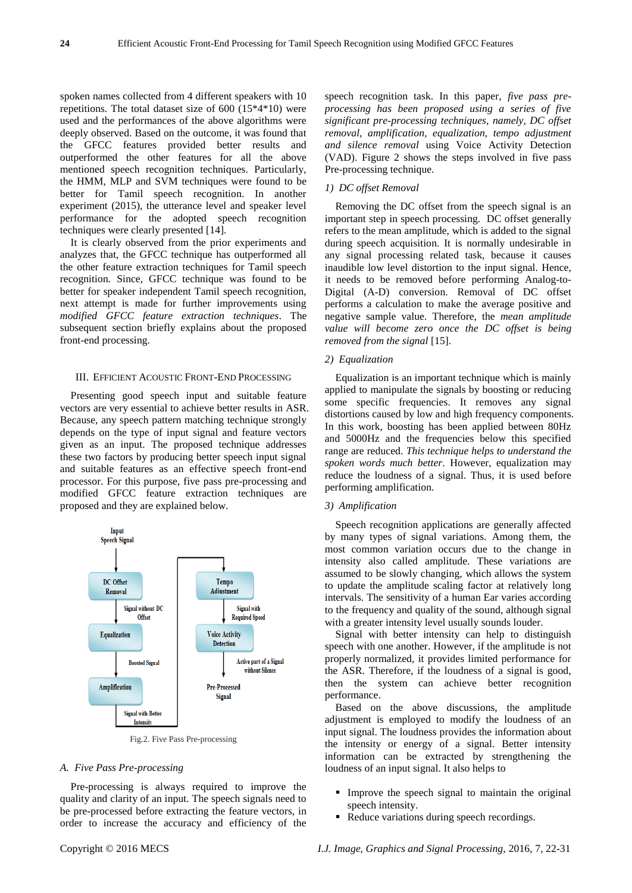spoken names collected from 4 different speakers with 10 repetitions. The total dataset size of 600 (15*4*10) were used and the performances of the above algorithms were deeply observed. Based on the outcome, it was found that the GFCC features provided better results and outperformed the other features for all the above mentioned speech recognition techniques. Particularly, the HMM, MLP and SVM techniques were found to be better for Tamil speech recognition. In another experiment (2015), the utterance level and speaker level performance for the adopted speech recognition techniques were clearly presented [14].

It is clearly observed from the prior experiments and analyzes that, the GFCC technique has outperformed all the other feature extraction techniques for Tamil speech recognition. Since, GFCC technique was found to be better for speaker independent Tamil speech recognition, next attempt is made for further improvements using *modified GFCC feature extraction techniques*. The subsequent section briefly explains about the proposed front-end processing.

## III. Efficient Acoustic Front-End Processing

Presenting good speech input and suitable feature vectors are very essential to achieve better results in ASR. Because, any speech pattern matching technique strongly depends on the type of input signal and feature vectors given as an input. The proposed technique addresses these two factors by producing better speech input signal and suitable features as an effective speech front-end processor. For this purpose, five pass pre-processing and modified GFCC feature extraction techniques are proposed and they are explained below.

Input Speech Signal → DC Offset Removal → (Signal without DC Offset) → Equalization → (Boosted Signal) → Amplification → (Signal with Better Intensity) → Tempo Adjustment → (Signal with Required Speed) → Voice Activity Detection → (Active part of a Signal without Silence) → Pre-Processed Signal

Fig.2. Five Pass Pre-processing

### A. Five Pass Pre-processing

Pre-processing is always required to improve the quality and clarity of an input. The speech signals need to be pre-processed before extracting the feature vectors, in order to increase the accuracy and efficiency of the speech recognition task. In this paper, *five pass pre-processing has been proposed using a series of five significant pre-processing techniques, namely, DC offset removal, amplification, equalization, tempo adjustment and silence removal* using Voice Activity Detection (VAD). Figure 2 shows the steps involved in five pass Pre-processing technique.

#### 1) DC offset Removal

Removing the DC offset from the speech signal is an important step in speech processing. DC offset generally refers to the mean amplitude, which is added to the signal during speech acquisition. It is normally undesirable in any signal processing related task, because it causes inaudible low level distortion to the input signal. Hence, it needs to be removed before performing Analog-to-Digital (A-D) conversion. Removal of DC offset performs a calculation to make the average positive and negative sample value. Therefore, the *mean amplitude value will become zero once the DC offset is being removed from the signal* [15].

#### 2) Equalization

Equalization is an important technique which is mainly applied to manipulate the signals by boosting or reducing some specific frequencies. It removes any signal distortions caused by low and high frequency components. In this work, boosting has been applied between 80Hz and 5000Hz and the frequencies below this specified range are reduced. *This technique helps to understand the spoken words much better*. However, equalization may reduce the loudness of a signal. Thus, it is used before performing amplification.

#### 3) Amplification

Speech recognition applications are generally affected by many types of signal variations. Among them, the most common variation occurs due to the change in intensity also called amplitude. These variations are assumed to be slowly changing, which allows the system to update the amplitude scaling factor at relatively long intervals. The sensitivity of a human Ear varies according to the frequency and quality of the sound, although signal with a greater intensity level usually sounds louder.

Signal with better intensity can help to distinguish speech with one another. However, if the amplitude is not properly normalized, it provides limited performance for the ASR. Therefore, if the loudness of a signal is good, then the system can achieve better recognition performance.

Based on the above discussions, the amplitude adjustment is employed to modify the loudness of an input signal. The loudness provides the information about the intensity or energy of a signal. Better intensity information can be extracted by strengthening the loudness of an input signal. It also helps to

- Improve the speech signal to maintain the original speech intensity.
- Reduce variations during speech recordings.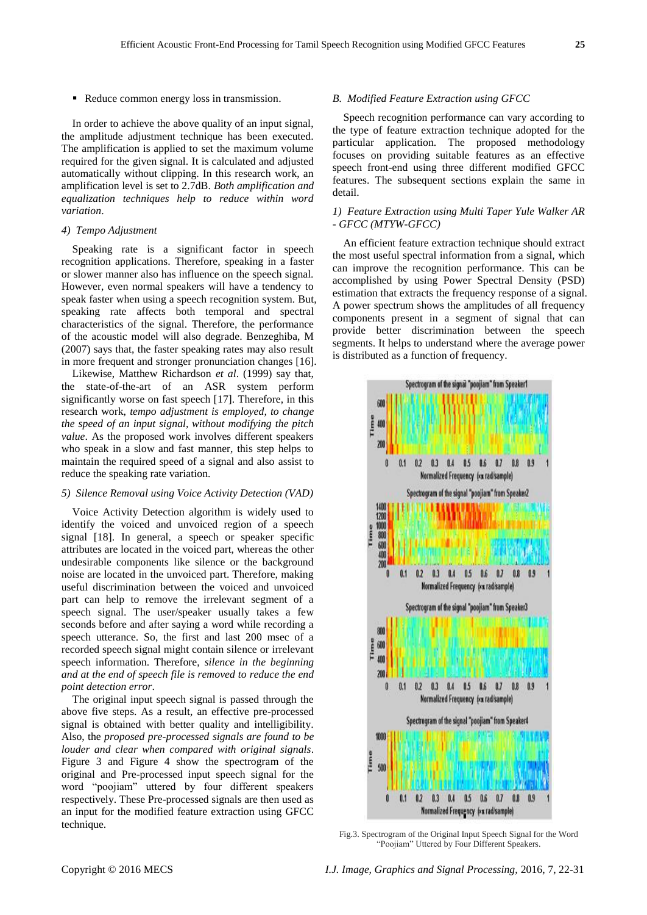- Reduce common energy loss in transmission.

In order to achieve the above quality of an input signal, the amplitude adjustment technique has been executed. The amplification is applied to set the maximum volume required for the given signal. It is calculated and adjusted automatically without clipping. In this research work, an amplification level is set to 2.7dB. *Both amplification and equalization techniques help to reduce within word variation*.

#### 4) Tempo Adjustment

Speaking rate is a significant factor in speech recognition applications. Therefore, speaking in a faster or slower manner also has influence on the speech signal. However, even normal speakers will have a tendency to speak faster when using a speech recognition system. But, speaking rate affects both temporal and spectral characteristics of the signal. Therefore, the performance of the acoustic model will also degrade. Benzeghiba, M (2007) says that, the faster speaking rates may also result in more frequent and stronger pronunciation changes [16].

Likewise, Matthew Richardson *et al*. (1999) say that, the state-of-the-art of an ASR system perform significantly worse on fast speech [17]. Therefore, in this research work, *tempo adjustment is employed, to change the speed of an input signal, without modifying the pitch value*. As the proposed work involves different speakers who speak in a slow and fast manner, this step helps to maintain the required speed of a signal and also assist to reduce the speaking rate variation.

#### 5) Silence Removal using Voice Activity Detection (VAD)

Voice Activity Detection algorithm is widely used to identify the voiced and unvoiced region of a speech signal [18]. In general, a speech or speaker specific attributes are located in the voiced part, whereas the other undesirable components like silence or the background noise are located in the unvoiced part. Therefore, making useful discrimination between the voiced and unvoiced part can help to remove the irrelevant segment of a speech signal. The user/speaker usually takes a few seconds before and after saying a word while recording a speech utterance. So, the first and last 200 msec of a recorded speech signal might contain silence or irrelevant speech information. Therefore, *silence in the beginning and at the end of speech file is removed to reduce the end point detection error*.

The original input speech signal is passed through the above five steps. As a result, an effective pre-processed signal is obtained with better quality and intelligibility. Also, the *proposed pre-processed signals are found to be louder and clear when compared with original signals*. Figure 3 and Figure 4 show the spectrogram of the original and Pre-processed input speech signal for the word "poojiam" uttered by four different speakers respectively. These Pre-processed signals are then used as an input for the modified feature extraction using GFCC technique.

### B. Modified Feature Extraction using GFCC

Speech recognition performance can vary according to the type of feature extraction technique adopted for the particular application. The proposed methodology focuses on providing suitable features as an effective speech front-end using three different modified GFCC features. The subsequent sections explain the same in detail.

#### 1) Feature Extraction using Multi Taper Yule Walker AR - GFCC (MTYW-GFCC)

An efficient feature extraction technique should extract the most useful spectral information from a signal, which can improve the recognition performance. This can be accomplished by using Power Spectral Density (PSD) estimation that extracts the frequency response of a signal. A power spectrum shows the amplitudes of all frequency components present in a segment of signal that can provide better discrimination between the speech segments. It helps to understand where the average power is distributed as a function of frequency.

Fig.3. Spectrogram of the Original Input Speech Signal for the Word "Poojiam" Uttered by Four Different Speakers.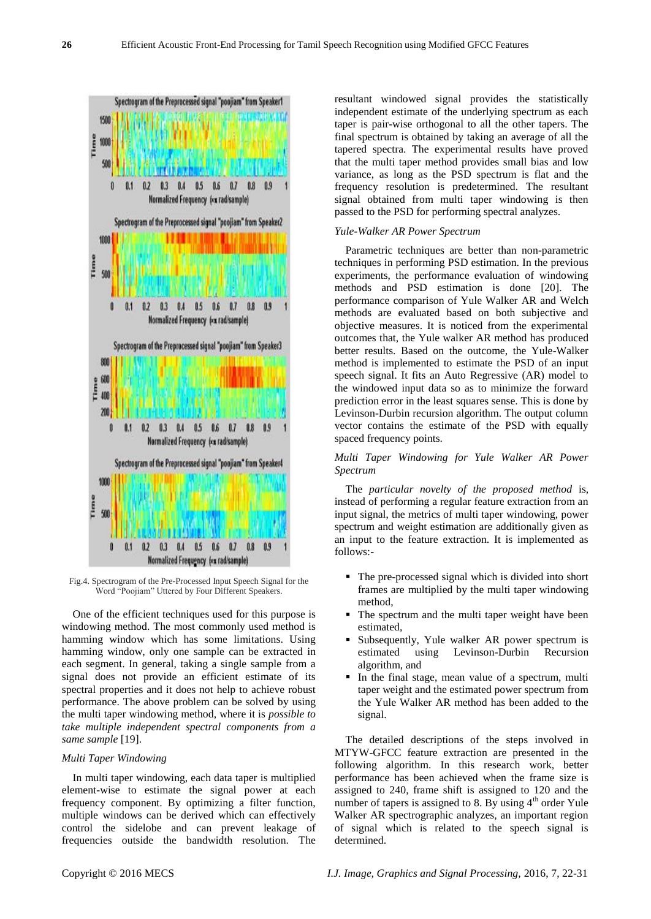Fig.4. Spectrogram of the Pre-Processed Input Speech Signal for the Word "Poojiam" Uttered by Four Different Speakers.

One of the efficient techniques used for this purpose is windowing method. The most commonly used method is hamming window which has some limitations. Using hamming window, only one sample can be extracted in each segment. In general, taking a single sample from a signal does not provide an efficient estimate of its spectral properties and it does not help to achieve robust performance. The above problem can be solved by using the multi taper windowing method, where it is *possible to take multiple independent spectral components from a same sample* [19].

*Multi Taper Windowing*

In multi taper windowing, each data taper is multiplied element-wise to estimate the signal power at each frequency component. By optimizing a filter function, multiple windows can be derived which can effectively control the sidelobe and can prevent leakage of frequencies outside the bandwidth resolution. The resultant windowed signal provides the statistically independent estimate of the underlying spectrum as each taper is pair-wise orthogonal to all the other tapers. The final spectrum is obtained by taking an average of all the tapered spectra. The experimental results have proved that the multi taper method provides small bias and low variance, as long as the PSD spectrum is flat and the frequency resolution is predetermined. The resultant signal obtained from multi taper windowing is then passed to the PSD for performing spectral analyzes.

*Yule-Walker AR Power Spectrum*

Parametric techniques are better than non-parametric techniques in performing PSD estimation. In the previous experiments, the performance evaluation of windowing methods and PSD estimation is done [20]. The performance comparison of Yule Walker AR and Welch methods are evaluated based on both subjective and objective measures. It is noticed from the experimental outcomes that, the Yule walker AR method has produced better results. Based on the outcome, the Yule-Walker method is implemented to estimate the PSD of an input speech signal. It fits an Auto Regressive (AR) model to the windowed input data so as to minimize the forward prediction error in the least squares sense. This is done by Levinson-Durbin recursion algorithm. The output column vector contains the estimate of the PSD with equally spaced frequency points.

*Multi Taper Windowing for Yule Walker AR Power Spectrum*

The *particular novelty of the proposed method* is, instead of performing a regular feature extraction from an input signal, the metrics of multi taper windowing, power spectrum and weight estimation are additionally given as an input to the feature extraction. It is implemented as follows:-

- The pre-processed signal which is divided into short frames are multiplied by the multi taper windowing method,
- The spectrum and the multi taper weight have been estimated,
- Subsequently, Yule walker AR power spectrum is estimated using Levinson-Durbin Recursion algorithm, and
- In the final stage, mean value of a spectrum, multi taper weight and the estimated power spectrum from the Yule Walker AR method has been added to the signal.

The detailed descriptions of the steps involved in MTYW-GFCC feature extraction are presented in the following algorithm. In this research work, better performance has been achieved when the frame size is assigned to 240, frame shift is assigned to 120 and the number of tapers is assigned to 8. By using $4^{th}$ order Yule Walker AR spectrographic analyzes, an important region of signal which is related to the speech signal is determined.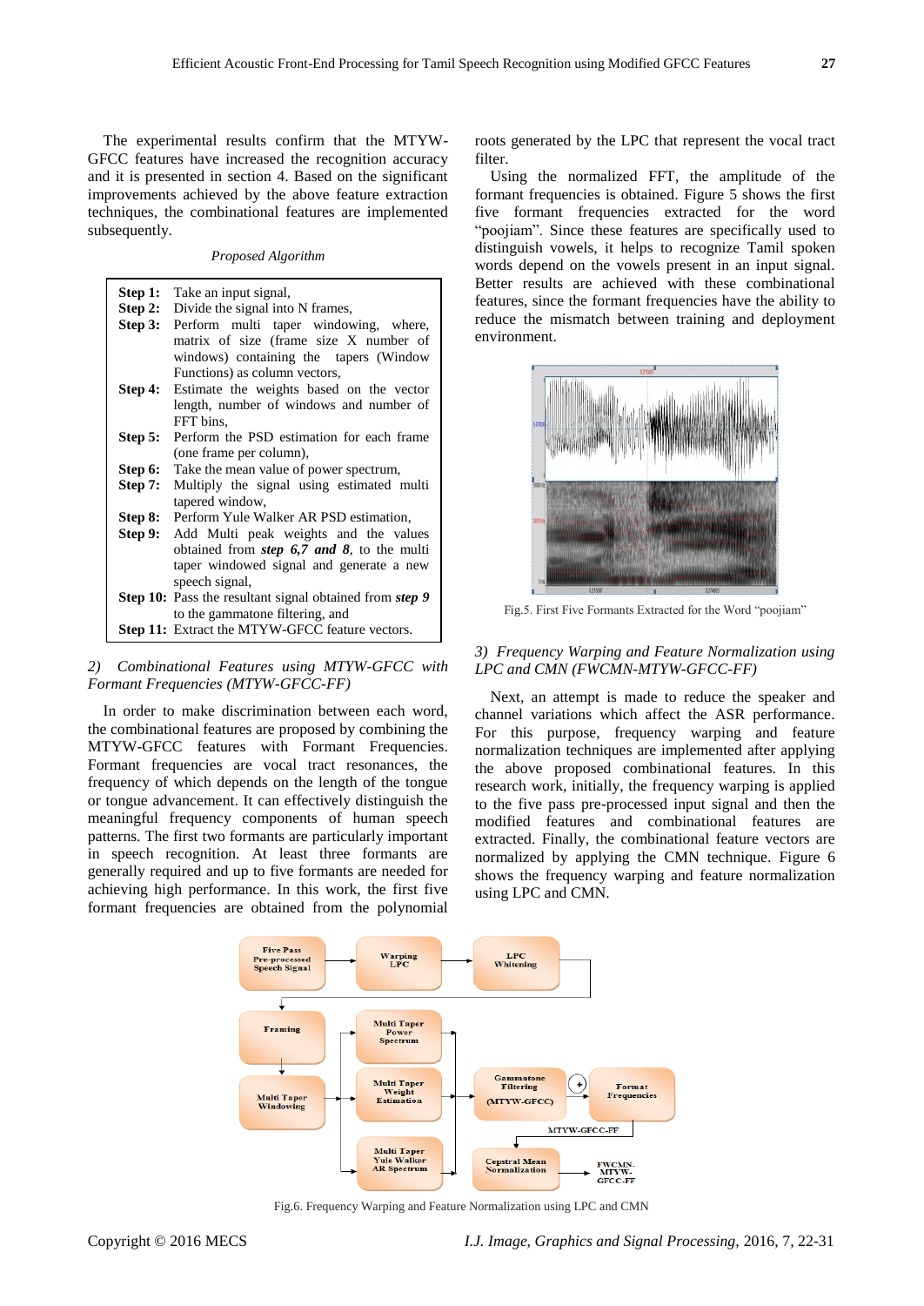The experimental results confirm that the MTYW-GFCC features have increased the recognition accuracy and it is presented in section 4. Based on the significant improvements achieved by the above feature extraction techniques, the combinational features are implemented subsequently.

*Proposed Algorithm*

| | |
|---|---|
| **Step 1:** | Take an input signal, |
| **Step 2:** | Divide the signal into N frames, |
| **Step 3:** | Perform multi taper windowing, where, matrix of size (frame size X number of windows) containing the tapers (Window Functions) as column vectors, |
| **Step 4:** | Estimate the weights based on the vector length, number of windows and number of FFT bins, |
| **Step 5:** | Perform the PSD estimation for each frame (one frame per column), |
| **Step 6:** | Take the mean value of power spectrum, |
| **Step 7:** | Multiply the signal using estimated multi tapered window, |
| **Step 8:** | Perform Yule Walker AR PSD estimation, |
| **Step 9:** | Add Multi peak weights and the values obtained from ***step 6,7 and 8***, to the multi taper windowed signal and generate a new speech signal, |
| **Step 10:** | Pass the resultant signal obtained from ***step 9*** to the gammatone filtering, and |
| **Step 11:** | Extract the MTYW-GFCC feature vectors. |

### *2) Combinational Features using MTYW-GFCC with Formant Frequencies (MTYW-GFCC-FF)*

In order to make discrimination between each word, the combinational features are proposed by combining the MTYW-GFCC features with Formant Frequencies. Formant frequencies are vocal tract resonances, the frequency of which depends on the length of the tongue or tongue advancement. It can effectively distinguish the meaningful frequency components of human speech patterns. The first two formants are particularly important in speech recognition. At least three formants are generally required and up to five formants are needed for achieving high performance. In this work, the first five formant frequencies are obtained from the polynomial roots generated by the LPC that represent the vocal tract filter.

Using the normalized FFT, the amplitude of the formant frequencies is obtained. Figure 5 shows the first five formant frequencies extracted for the word "poojiam". Since these features are specifically used to distinguish vowels, it helps to recognize Tamil spoken words depend on the vowels present in an input signal. Better results are achieved with these combinational features, since the formant frequencies have the ability to reduce the mismatch between training and deployment environment.

Fig.5. First Five Formants Extracted for the Word "poojiam"

### *3) Frequency Warping and Feature Normalization using LPC and CMN (FWCMN-MTYW-GFCC-FF)*

Next, an attempt is made to reduce the speaker and channel variations which affect the ASR performance. For this purpose, frequency warping and feature normalization techniques are implemented after applying the above proposed combinational features. In this research work, initially, the frequency warping is applied to the five pass pre-processed input signal and then the modified features and combinational features are extracted. Finally, the combinational feature vectors are normalized by applying the CMN technique. Figure 6 shows the frequency warping and feature normalization using LPC and CMN.

Fig.6. Frequency Warping and Feature Normalization using LPC and CMN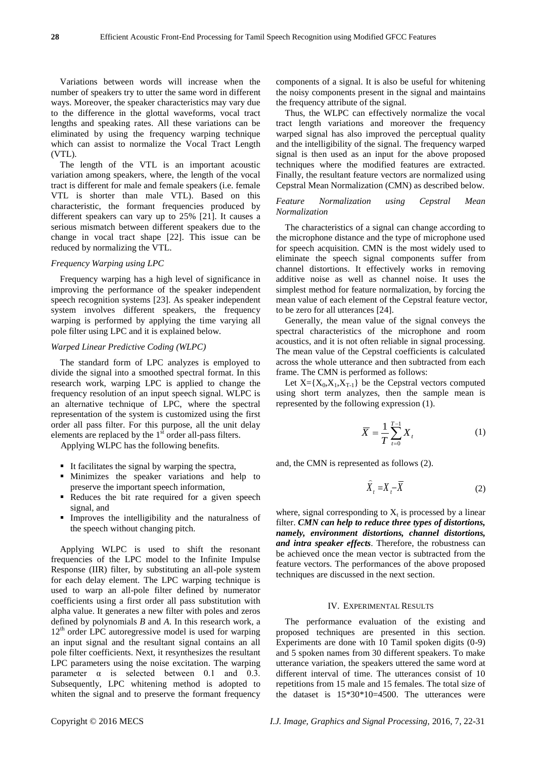Variations between words will increase when the number of speakers try to utter the same word in different ways. Moreover, the speaker characteristics may vary due to the difference in the glottal waveforms, vocal tract lengths and speaking rates. All these variations can be eliminated by using the frequency warping technique which can assist to normalize the Vocal Tract Length (VTL).

The length of the VTL is an important acoustic variation among speakers, where, the length of the vocal tract is different for male and female speakers (i.e. female VTL is shorter than male VTL). Based on this characteristic, the formant frequencies produced by different speakers can vary up to 25% [21]. It causes a serious mismatch between different speakers due to the change in vocal tract shape [22]. This issue can be reduced by normalizing the VTL.

*Frequency Warping using LPC*

Frequency warping has a high level of significance in improving the performance of the speaker independent speech recognition systems [23]. As speaker independent system involves different speakers, the frequency warping is performed by applying the time varying all pole filter using LPC and it is explained below.

*Warped Linear Predictive Coding (WLPC)*

The standard form of LPC analyzes is employed to divide the signal into a smoothed spectral format. In this research work, warping LPC is applied to change the frequency resolution of an input speech signal. WLPC is an alternative technique of LPC, where the spectral representation of the system is customized using the first order all pass filter. For this purpose, all the unit delay elements are replaced by the 1st order all-pass filters.

Applying WLPC has the following benefits.

- It facilitates the signal by warping the spectra,
- Minimizes the speaker variations and help to preserve the important speech information,
- Reduces the bit rate required for a given speech signal, and
- Improves the intelligibility and the naturalness of the speech without changing pitch.

Applying WLPC is used to shift the resonant frequencies of the LPC model to the Infinite Impulse Response (IIR) filter, by substituting an all-pole system for each delay element. The LPC warping technique is used to warp an all-pole filter defined by numerator coefficients using a first order all pass substitution with alpha value. It generates a new filter with poles and zeros defined by polynomials *B* and *A*. In this research work, a 12th order LPC autoregressive model is used for warping an input signal and the resultant signal contains an all pole filter coefficients. Next, it resynthesizes the resultant LPC parameters using the noise excitation. The warping parameter $\alpha$ is selected between 0.1 and 0.3. Subsequently, LPC whitening method is adopted to whiten the signal and to preserve the formant frequency components of a signal. It is also be useful for whitening the noisy components present in the signal and maintains the frequency attribute of the signal.

Thus, the WLPC can effectively normalize the vocal tract length variations and moreover the frequency warped signal has also improved the perceptual quality and the intelligibility of the signal. The frequency warped signal is then used as an input for the above proposed techniques where the modified features are extracted. Finally, the resultant feature vectors are normalized using Cepstral Mean Normalization (CMN) as described below.

*Feature Normalization using Cepstral Mean Normalization*

The characteristics of a signal can change according to the microphone distance and the type of microphone used for speech acquisition. CMN is the most widely used to eliminate the speech signal components suffer from channel distortions. It effectively works in removing additive noise as well as channel noise. It uses the simplest method for feature normalization, by forcing the mean value of each element of the Cepstral feature vector, to be zero for all utterances [24].

Generally, the mean value of the signal conveys the spectral characteristics of the microphone and room acoustics, and it is not often reliable in signal processing. The mean value of the Cepstral coefficients is calculated across the whole utterance and then subtracted from each frame. The CMN is performed as follows:

Let $X=\{X_0,X_1,X_{T-1}\}$ be the Cepstral vectors computed using short term analyzes, then the sample mean is represented by the following expression (1).

$$\overline{X} = \frac{1}{T}\sum_{t=0}^{T-1} X_t \tag{1}$$

and, the CMN is represented as follows (2).

$$\hat{X}_t = X_t - \overline{X} \tag{2}$$

where, signal corresponding to $X_t$ is processed by a linear filter. ***CMN can help to reduce three types of distortions, namely, environment distortions, channel distortions, and intra speaker effects***. Therefore, the robustness can be achieved once the mean vector is subtracted from the feature vectors. The performances of the above proposed techniques are discussed in the next section.

## IV. Experimental Results

The performance evaluation of the existing and proposed techniques are presented in this section. Experiments are done with 10 Tamil spoken digits (0-9) and 5 spoken names from 30 different speakers. To make utterance variation, the speakers uttered the same word at different interval of time. The utterances consist of 10 repetitions from 15 male and 15 females. The total size of the dataset is 15*30*10=4500. The utterances were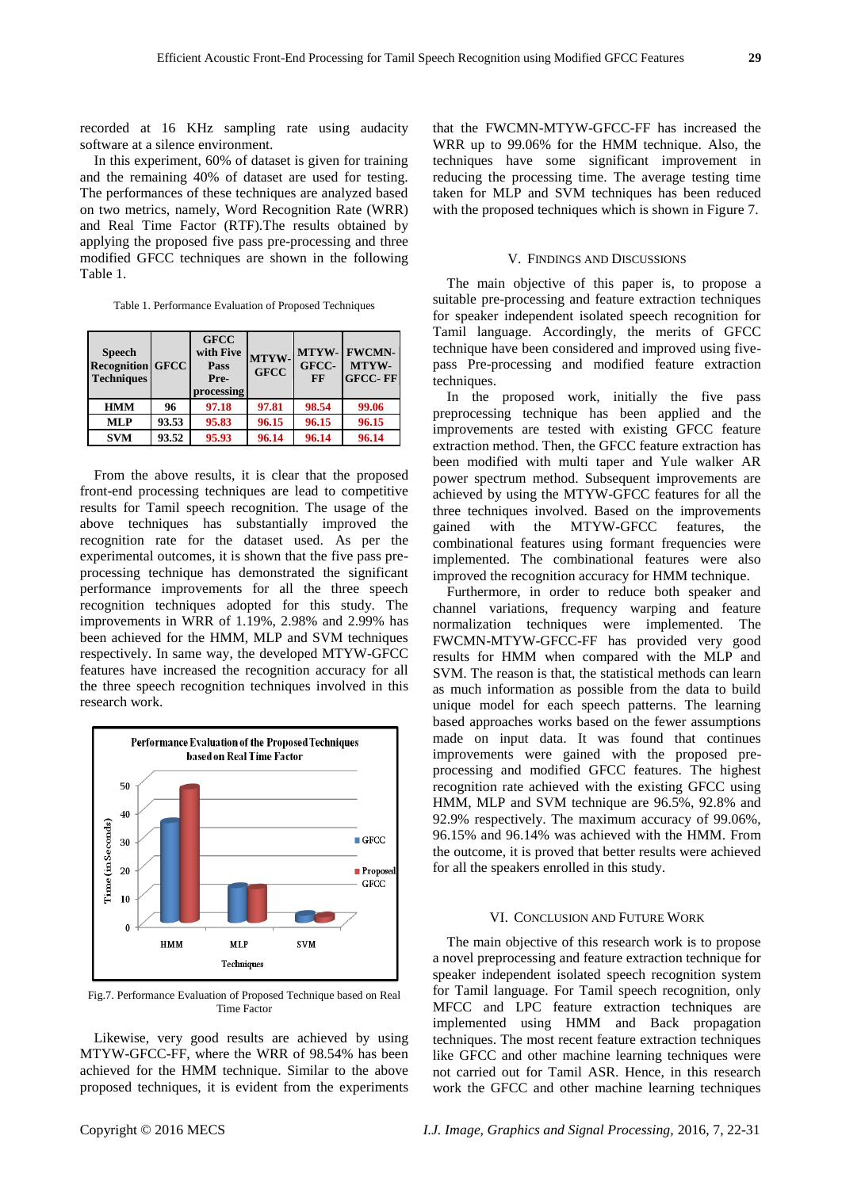recorded at 16 KHz sampling rate using audacity software at a silence environment.

In this experiment, 60% of dataset is given for training and the remaining 40% of dataset are used for testing. The performances of these techniques are analyzed based on two metrics, namely, Word Recognition Rate (WRR) and Real Time Factor (RTF).The results obtained by applying the proposed five pass pre-processing and three modified GFCC techniques are shown in the following Table 1.

Table 1. Performance Evaluation of Proposed Techniques

| Speech Recognition Techniques | GFCC | GFCC with Five Pass Pre-processing | MTYW-GFCC | MTYW-GFCC-FF | FWCMN-MTYW-GFCC- FF |
|---|---|---|---|---|---|
| HMM | 96 | 97.18 | 97.81 | 98.54 | 99.06 |
| MLP | 93.53 | 95.83 | 96.15 | 96.15 | 96.15 |
| SVM | 93.52 | 95.93 | 96.14 | 96.14 | 96.14 |

From the above results, it is clear that the proposed front-end processing techniques are lead to competitive results for Tamil speech recognition. The usage of the above techniques has substantially improved the recognition rate for the dataset used. As per the experimental outcomes, it is shown that the five pass pre-processing technique has demonstrated the significant performance improvements for all the three speech recognition techniques adopted for this study. The improvements in WRR of 1.19%, 2.98% and 2.99% has been achieved for the HMM, MLP and SVM techniques respectively. In same way, the developed MTYW-GFCC features have increased the recognition accuracy for all the three speech recognition techniques involved in this research work.

Fig.7. Performance Evaluation of Proposed Technique based on Real Time Factor

Likewise, very good results are achieved by using MTYW-GFCC-FF, where the WRR of 98.54% has been achieved for the HMM technique. Similar to the above proposed techniques, it is evident from the experiments that the FWCMN-MTYW-GFCC-FF has increased the WRR up to 99.06% for the HMM technique. Also, the techniques have some significant improvement in reducing the processing time. The average testing time taken for MLP and SVM techniques has been reduced with the proposed techniques which is shown in Figure 7.

## V. Findings and Discussions

The main objective of this paper is, to propose a suitable pre-processing and feature extraction techniques for speaker independent isolated speech recognition for Tamil language. Accordingly, the merits of GFCC technique have been considered and improved using five-pass Pre-processing and modified feature extraction techniques.

In the proposed work, initially the five pass preprocessing technique has been applied and the improvements are tested with existing GFCC feature extraction method. Then, the GFCC feature extraction has been modified with multi taper and Yule walker AR power spectrum method. Subsequent improvements are achieved by using the MTYW-GFCC features for all the three techniques involved. Based on the improvements gained with the MTYW-GFCC features, the combinational features using formant frequencies were implemented. The combinational features were also improved the recognition accuracy for HMM technique.

Furthermore, in order to reduce both speaker and channel variations, frequency warping and feature normalization techniques were implemented. The FWCMN-MTYW-GFCC-FF has provided very good results for HMM when compared with the MLP and SVM. The reason is that, the statistical methods can learn as much information as possible from the data to build unique model for each speech patterns. The learning based approaches works based on the fewer assumptions made on input data. It was found that continues improvements were gained with the proposed pre-processing and modified GFCC features. The highest recognition rate achieved with the existing GFCC using HMM, MLP and SVM technique are 96.5%, 92.8% and 92.9% respectively. The maximum accuracy of 99.06%, 96.15% and 96.14% was achieved with the HMM. From the outcome, it is proved that better results were achieved for all the speakers enrolled in this study.

## VI. Conclusion and Future Work

The main objective of this research work is to propose a novel preprocessing and feature extraction technique for speaker independent isolated speech recognition system for Tamil language. For Tamil speech recognition, only MFCC and LPC feature extraction techniques are implemented using HMM and Back propagation techniques. The most recent feature extraction techniques like GFCC and other machine learning techniques were not carried out for Tamil ASR. Hence, in this research work the GFCC and other machine learning techniques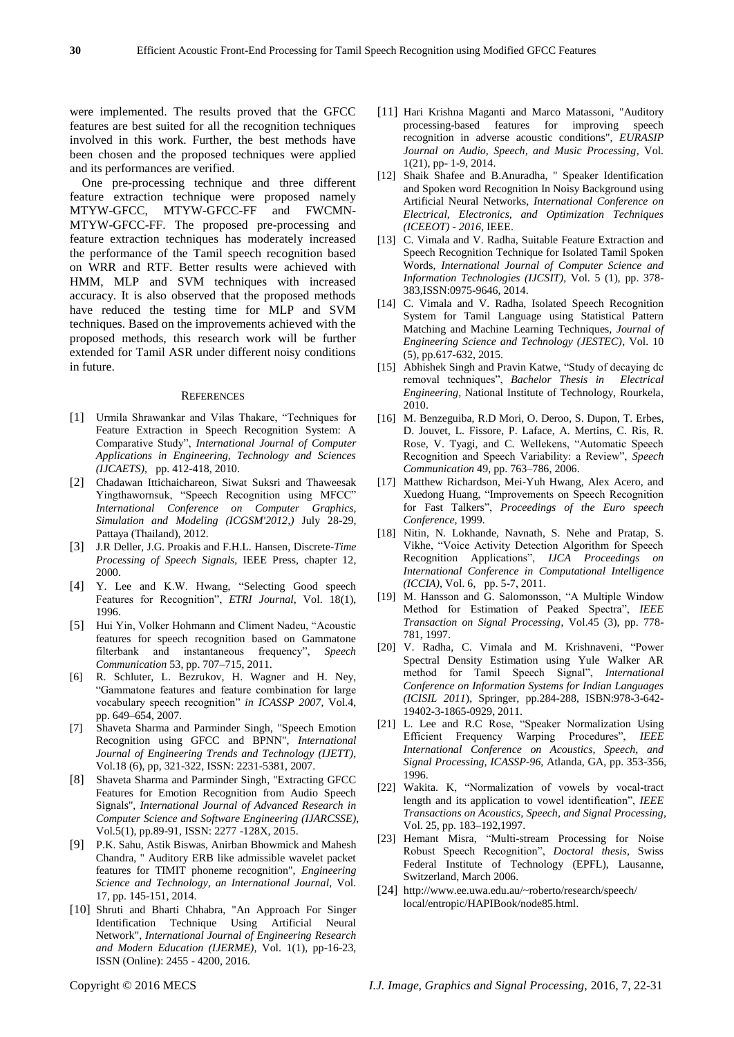were implemented. The results proved that the GFCC features are best suited for all the recognition techniques involved in this work. Further, the best methods have been chosen and the proposed techniques were applied and its performances are verified.

One pre-processing technique and three different feature extraction technique were proposed namely MTYW-GFCC, MTYW-GFCC-FF and FWCMN-MTYW-GFCC-FF. The proposed pre-processing and feature extraction techniques has moderately increased the performance of the Tamil speech recognition based on WRR and RTF. Better results were achieved with HMM, MLP and SVM techniques with increased accuracy. It is also observed that the proposed methods have reduced the testing time for MLP and SVM techniques. Based on the improvements achieved with the proposed methods, this research work will be further extended for Tamil ASR under different noisy conditions in future.

## REFERENCES

[1] Urmila Shrawankar and Vilas Thakare, "Techniques for Feature Extraction in Speech Recognition System: A Comparative Study", *International Journal of Computer Applications in Engineering, Technology and Sciences (IJCAETS)*, pp. 412-418, 2010.

[2] Chadawan Ittichaichareon, Siwat Suksri and Thaweesak Yingthawornsuk, "Speech Recognition using MFCC" *International Conference on Computer Graphics, Simulation and Modeling (ICGSM'2012,)* July 28-29, Pattaya (Thailand), 2012.

[3] J.R Deller, J.G. Proakis and F.H.L. Hansen, Discrete-*Time Processing of Speech Signals*, IEEE Press, chapter 12, 2000.

[4] Y. Lee and K.W. Hwang, "Selecting Good speech Features for Recognition", *ETRI Journal*, Vol. 18(1), 1996.

[5] Hui Yin, Volker Hohmann and Climent Nadeu, "Acoustic features for speech recognition based on Gammatone filterbank and instantaneous frequency", *Speech Communication* 53, pp. 707–715, 2011.

[6] R. Schluter, L. Bezrukov, H. Wagner and H. Ney, "Gammatone features and feature combination for large vocabulary speech recognition" *in ICASSP 2007*, Vol.4, pp. 649–654, 2007.

[7] Shaveta Sharma and Parminder Singh, "Speech Emotion Recognition using GFCC and BPNN", *International Journal of Engineering Trends and Technology (IJETT)*, Vol.18 (6), pp, 321-322, ISSN: 2231-5381, 2007.

[8] Shaveta Sharma and Parminder Singh, "Extracting GFCC Features for Emotion Recognition from Audio Speech Signals", *International Journal of Advanced Research in Computer Science and Software Engineering (IJARCSSE)*, Vol.5(1), pp.89-91, ISSN: 2277 -128X, 2015.

[9] P.K. Sahu, Astik Biswas, Anirban Bhowmick and Mahesh Chandra, " Auditory ERB like admissible wavelet packet features for TIMIT phoneme recognition", *Engineering Science and Technology, an International Journal*, Vol. 17, pp. 145-151, 2014.

[10] Shruti and Bharti Chhabra, "An Approach For Singer Identification Technique Using Artificial Neural Network", *International Journal of Engineering Research and Modern Education (IJERME)*, Vol. 1(1), pp-16-23, ISSN (Online): 2455 - 4200, 2016.

[11] Hari Krishna Maganti and Marco Matassoni, "Auditory processing-based features for improving speech recognition in adverse acoustic conditions", *EURASIP Journal on Audio, Speech, and Music Processing*, Vol. 1(21), pp- 1-9, 2014.

[12] Shaik Shafee and B.Anuradha, " Speaker Identification and Spoken word Recognition In Noisy Background using Artificial Neural Networks, *International Conference on Electrical, Electronics, and Optimization Techniques (ICEEOT) - 2016*, IEEE.

[13] C. Vimala and V. Radha, Suitable Feature Extraction and Speech Recognition Technique for Isolated Tamil Spoken Words, *International Journal of Computer Science and Information Technologies (IJCSIT)*, Vol. 5 (1), pp. 378-383,ISSN:0975-9646, 2014.

[14] C. Vimala and V. Radha, Isolated Speech Recognition System for Tamil Language using Statistical Pattern Matching and Machine Learning Techniques, *Journal of Engineering Science and Technology (JESTEC)*, Vol. 10 (5), pp.617-632, 2015.

[15] Abhishek Singh and Pravin Katwe, "Study of decaying dc removal techniques", *Bachelor Thesis in Electrical Engineering*, National Institute of Technology, Rourkela, 2010.

[16] M. Benzeguiba, R.D Mori, O. Deroo, S. Dupon, T. Erbes, D. Jouvet, L. Fissore, P. Laface, A. Mertins, C. Ris, R. Rose, V. Tyagi, and C. Wellekens, "Automatic Speech Recognition and Speech Variability: a Review", *Speech Communication* 49, pp. 763–786, 2006.

[17] Matthew Richardson, Mei-Yuh Hwang, Alex Acero, and Xuedong Huang, "Improvements on Speech Recognition for Fast Talkers", *Proceedings of the Euro speech Conference*, 1999.

[18] Nitin, N. Lokhande, Navnath, S. Nehe and Pratap, S. Vikhe, "Voice Activity Detection Algorithm for Speech Recognition Applications", *IJCA Proceedings on International Conference in Computational Intelligence (ICCIA)*, Vol. 6, pp. 5-7, 2011.

[19] M. Hansson and G. Salomonsson, "A Multiple Window Method for Estimation of Peaked Spectra", *IEEE Transaction on Signal Processing*, Vol.45 (3), pp. 778-781, 1997.

[20] V. Radha, C. Vimala and M. Krishnaveni, "Power Spectral Density Estimation using Yule Walker AR method for Tamil Speech Signal", *International Conference on Information Systems for Indian Languages (ICISIL 2011)*, Springer, pp.284-288, ISBN:978-3-642-19402-3-1865-0929, 2011.

[21] L. Lee and R.C Rose, "Speaker Normalization Using Efficient Frequency Warping Procedures", *IEEE International Conference on Acoustics, Speech, and Signal Processing, ICASSP-96*, Atlanda, GA, pp. 353-356, 1996.

[22] Wakita. K, "Normalization of vowels by vocal-tract length and its application to vowel identification", *IEEE Transactions on Acoustics, Speech, and Signal Processing*, Vol. 25, pp. 183–192,1997.

[23] Hemant Misra, "Multi-stream Processing for Noise Robust Speech Recognition", *Doctoral thesis*, Swiss Federal Institute of Technology (EPFL), Lausanne, Switzerland, March 2006.

[24] http://www.ee.uwa.edu.au/~roberto/research/speech/local/entropic/HAPIBook/node85.html.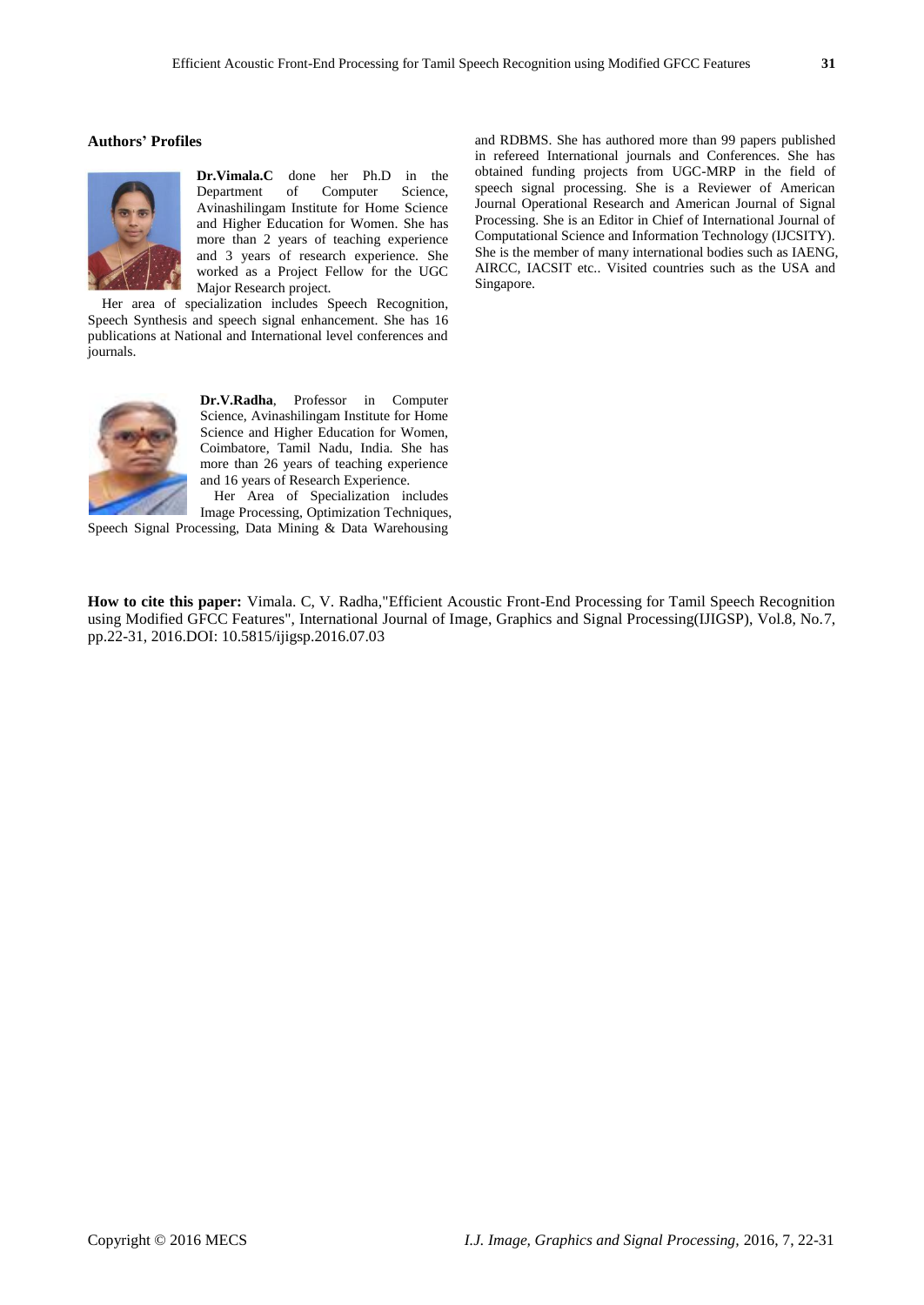### Authors' Profiles

**Dr.Vimala.C** done her Ph.D in the Department of Computer Science, Avinashilingam Institute for Home Science and Higher Education for Women. She has more than 2 years of teaching experience and 3 years of research experience. She worked as a Project Fellow for the UGC Major Research project.

Her area of specialization includes Speech Recognition, Speech Synthesis and speech signal enhancement. She has 16 publications at National and International level conferences and journals.

**Dr.V.Radha**, Professor in Computer Science, Avinashilingam Institute for Home Science and Higher Education for Women, Coimbatore, Tamil Nadu, India. She has more than 26 years of teaching experience and 16 years of Research Experience.

Her Area of Specialization includes Image Processing, Optimization Techniques, Speech Signal Processing, Data Mining & Data Warehousing and RDBMS. She has authored more than 99 papers published in refereed International journals and Conferences. She has obtained funding projects from UGC-MRP in the field of speech signal processing. She is a Reviewer of American Journal Operational Research and American Journal of Signal Processing. She is an Editor in Chief of International Journal of Computational Science and Information Technology (IJCSITY). She is the member of many international bodies such as IAENG, AIRCC, IACSIT etc.. Visited countries such as the USA and Singapore.

**How to cite this paper:** Vimala. C, V. Radha,"Efficient Acoustic Front-End Processing for Tamil Speech Recognition using Modified GFCC Features", International Journal of Image, Graphics and Signal Processing(IJIGSP), Vol.8, No.7, pp.22-31, 2016.DOI: 10.5815/ijigsp.2016.07.03